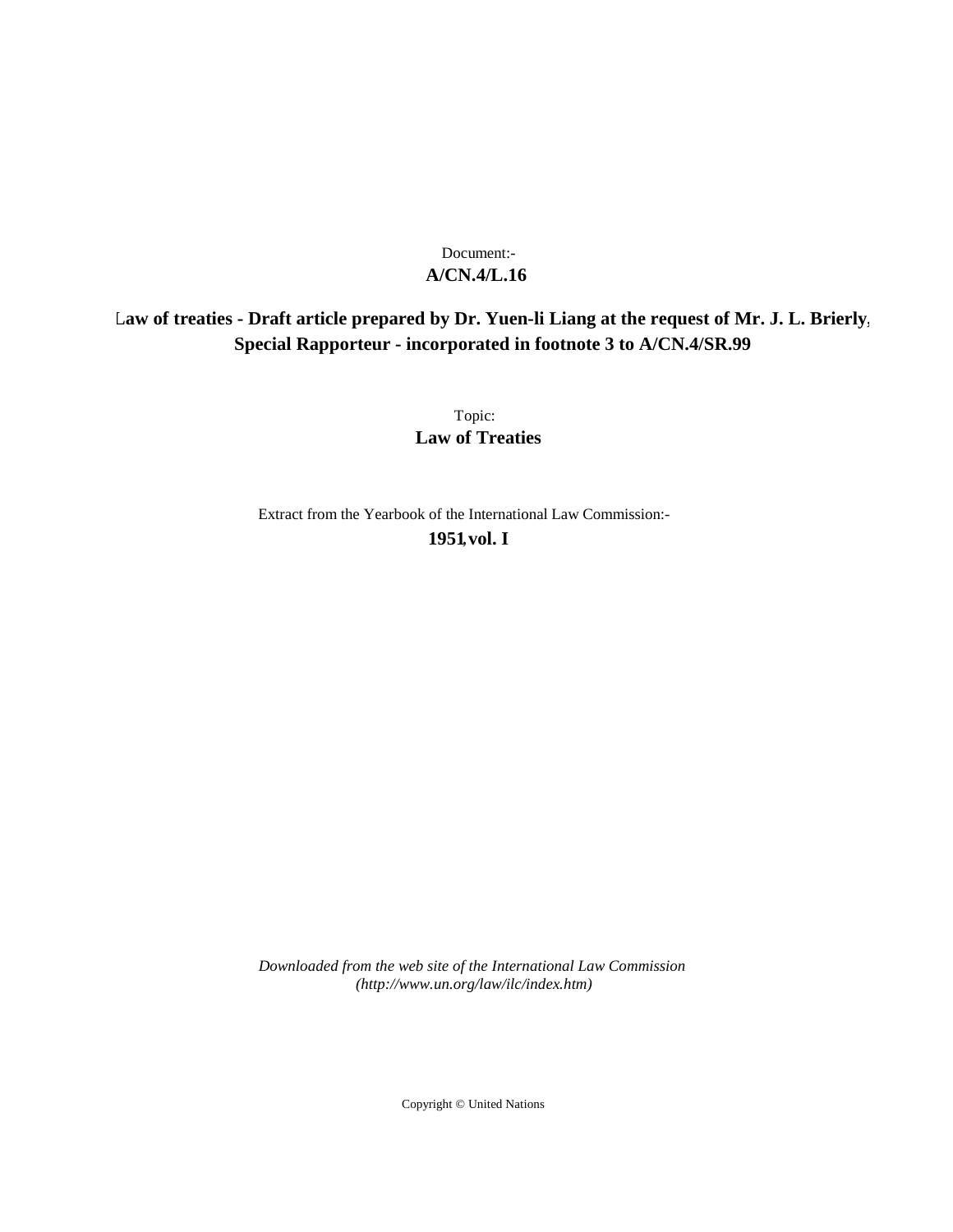Document:-

**A/CN.4/L.16**

**Law of treaties - Draft article prepared by Dr. Yuen-li Liang at the request of Mr. J. L. Brierly, Special Rapporteur - incorporated in footnote 3 to A/CN.4/SR.99**

Topic:

**Law of Treaties**

Extract from the Yearbook of the International Law Commission:-

**1951, vol. I**

*Downloaded from the web site of the International Law Commission (http://www.un.org/law/ilc/index.htm)*

Copyright © United Nations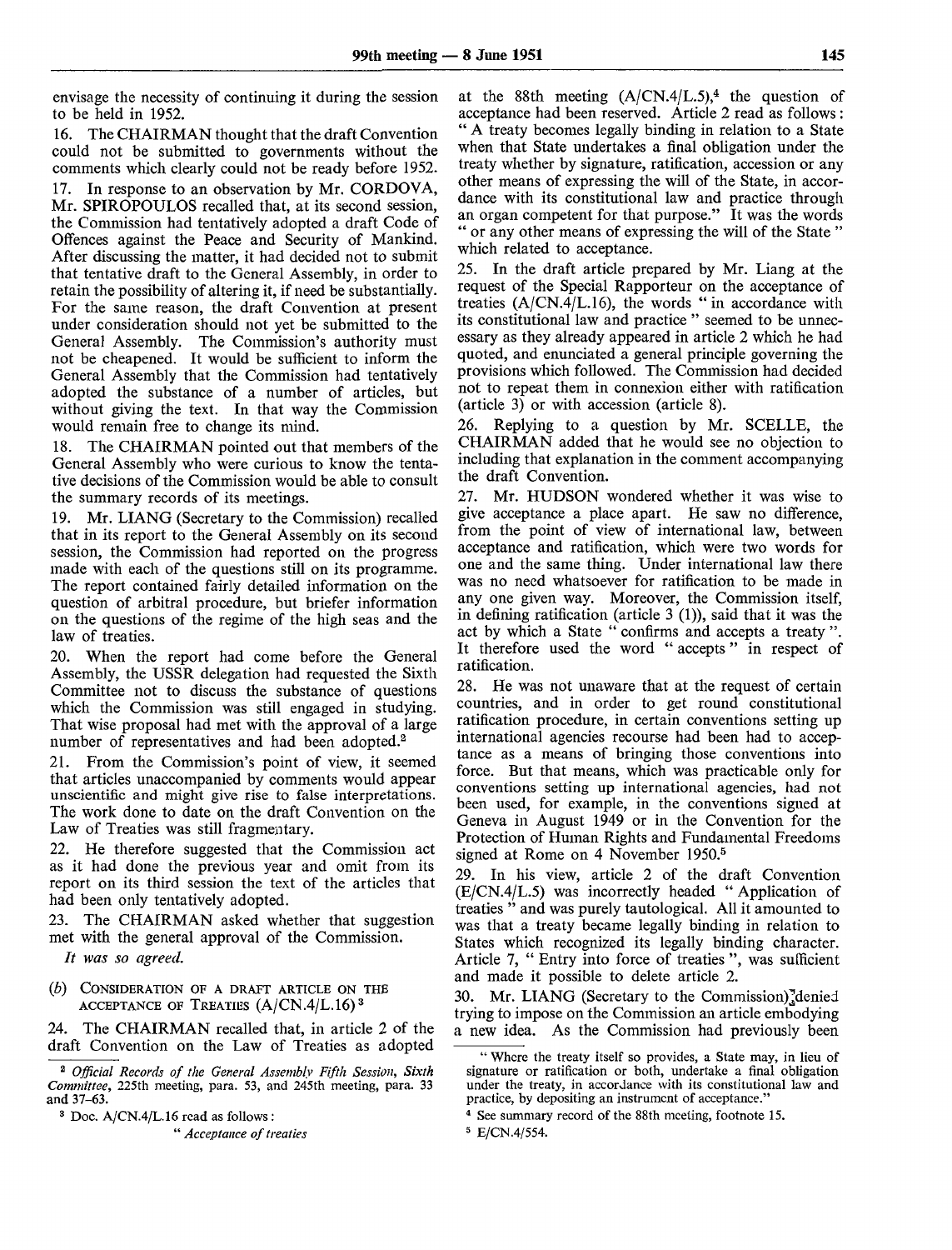envisage the necessity of continuing it during the session to be held in 1952.

16. The CHAIRMAN thought that the draft Convention could not be submitted to governments without the comments which clearly could not be ready before 1952.

17. In response to an observation by Mr. CORDOVA, Mr. SPIROPOULOS recalled that, at its second session, the Commission had tentatively adopted a draft Code of Offences against the Peace and Security of Mankind. After discussing the matter, it had decided not to submit that tentative draft to the General Assembly, in order to retain the possibility of altering it, if need be substantially. For the same reason, the draft Convention at present under consideration should not yet be submitted to the General Assembly. The Commission's authority must not be cheapened. It would be sufficient to inform the General Assembly that the Commission had tentatively adopted the substance of a number of articles, but without giving the text. In that way the Commission would remain free to change its mind.

18. The CHAIRMAN pointed out that members of the General Assembly who were curious to know the tentative decisions of the Commission would be able to consult the summary records of its meetings.

19. Mr. LIANG (Secretary to the Commission) recalled that in its report to the General Assembly on its second session, the Commission had reported on the progress made with each of the questions still on its programme. The report contained fairly detailed information on the question of arbitral procedure, but briefer information on the questions of the regime of the high seas and the law of treaties.

20. When the report had come before the General Assembly, the USSR delegation had requested the Sixth Committee not to discuss the substance of questions which the Commission was still engaged in studying. That wise proposal had met with the approval of a large number of representatives and had been adopted.[2]

21. From the Commission's point of view, it seemed that articles unaccompanied by comments would appear unscientific and might give rise to false interpretations. The work done to date on the draft Convention on the Law of Treaties was still fragmentary.

22. He therefore suggested that the Commission act as it had done the previous year and omit from its report on its third session the text of the articles that had been only tentatively adopted.

23. The CHAIRMAN asked whether that suggestion met with the general approval of the Commission.

*It was so agreed.*

(*b*) CONSIDERATION OF A DRAFT ARTICLE ON THE ACCEPTANCE OF TREATIES (A/CN.4/L.16) [3]

24. The CHAIRMAN recalled that, in article 2 of the draft Convention on the Law of Treaties as adopted at the 88th meeting (A/CN.4/L.5),[4] the question of acceptance had been reserved. Article 2 read as follows: "A treaty becomes legally binding in relation to a State when that State undertakes a final obligation under the treaty whether by signature, ratification, accession or any other means of expressing the will of the State, in accordance with its constitutional law and practice through an organ competent for that purpose." It was the words "or any other means of expressing the will of the State" which related to acceptance.

25. In the draft article prepared by Mr. Liang at the request of the Special Rapporteur on the acceptance of treaties (A/CN.4/L.16), the words "in accordance with its constitutional law and practice" seemed to be unnecessary as they already appeared in article 2 which he had quoted, and enunciated a general principle governing the provisions which followed. The Commission had decided not to repeat them in connexion either with ratification (article 3) or with accession (article 8).

26. Replying to a question by Mr. SCELLE, the CHAIRMAN added that he would see no objection to including that explanation in the comment accompanying the draft Convention.

27. Mr. HUDSON wondered whether it was wise to give acceptance a place apart. He saw no difference, from the point of view of international law, between acceptance and ratification, which were two words for one and the same thing. Under international law there was no need whatsoever for ratification to be made in any one given way. Moreover, the Commission itself, in defining ratification (article 3 (1)), said that it was the act by which a State "confirms and accepts a treaty". It therefore used the word "accepts" in respect of ratification.

28. He was not unaware that at the request of certain countries, and in order to get round constitutional ratification procedure, in certain conventions setting up international agencies recourse had been had to acceptance as a means of bringing those conventions into force. But that means, which was practicable only for conventions setting up international agencies, had not been used, for example, in the conventions signed at Geneva in August 1949 or in the Convention for the Protection of Human Rights and Fundamental Freedoms signed at Rome on 4 November 1950.[5]

29. In his view, article 2 of the draft Convention (E/CN.4/L.5) was incorrectly headed "Application of treaties" and was purely tautological. All it amounted to was that a treaty became legally binding in relation to States which recognized its legally binding character. Article 7, "Entry into force of treaties", was sufficient and made it possible to delete article 2.

30. Mr. LIANG (Secretary to the Commission) denied trying to impose on the Commission an article embodying a new idea. As the Commission had previously been

---

[2] *Official Records of the General Assembly Fifth Session, Sixth Committee*, 225th meeting, para. 53, and 245th meeting, para. 33 and 37–63.

[3] Doc. A/CN.4/L.16 read as follows:

"*Acceptance of treaties*

"Where the treaty itself so provides, a State may, in lieu of signature or ratification or both, undertake a final obligation under the treaty, in accordance with its constitutional law and practice, by depositing an instrument of acceptance."

[4] See summary record of the 88th meeting, footnote 15.

[5] E/CN.4/554.